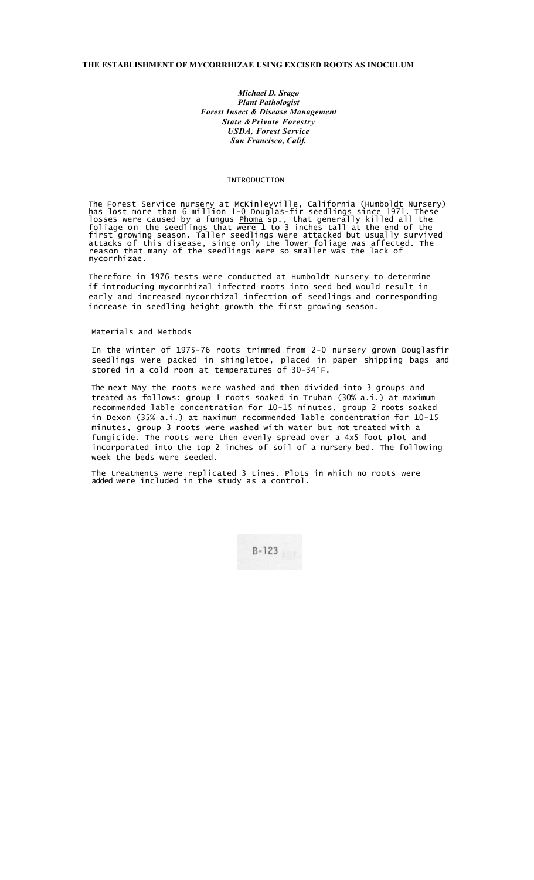# THE ESTABLISHMENT OF MYCORRHIZAE USING EXCISED ROOTS AS INOCULUM

*Michael D. Srago*
*Plant Pathologist*
*Forest Insect & Disease Management*
*State &Private Forestry*
*USDA, Forest Service*
*San Francisco, Calif.*

## INTRODUCTION

The Forest Service nursery at McKinleyville, California (Humboldt Nursery) has lost more than 6 million 1-0 Douglas-fir seedlings since 1971. These losses were caused by a fungus *Phoma* sp., that generally killed all the foliage on the seedlings that were 1 to 3 inches tall at the end of the first growing season. Taller seedlings were attacked but usually survived attacks of this disease, since only the lower foliage was affected. The reason that many of the seedlings were so smaller was the lack of mycorrhizae.

Therefore in 1976 tests were conducted at Humboldt Nursery to determine if introducing mycorrhizal infected roots into seed bed would result in early and increased mycorrhizal infection of seedlings and corresponding increase in seedling height growth the first growing season.

## Materials and Methods

In the winter of 1975-76 roots trimmed from 2-0 nursery grown Douglasfir seedlings were packed in shingletoe, placed in paper shipping bags and stored in a cold room at temperatures of 30-34°F.

The next May the roots were washed and then divided into 3 groups and treated as follows: group 1 roots soaked in Truban (30% a.i.) at maximum recommended lable concentration for 10-15 minutes, group 2 roots soaked in Dexon (35% a.i.) at maximum recommended lable concentration for 10-15 minutes, group 3 roots were washed with water but not treated with a fungicide. The roots were then evenly spread over a 4x5 foot plot and incorporated into the top 2 inches of soil of a nursery bed. The following week the beds were seeded.

The treatments were replicated 3 times. Plots in which no roots were added were included in the study as a control.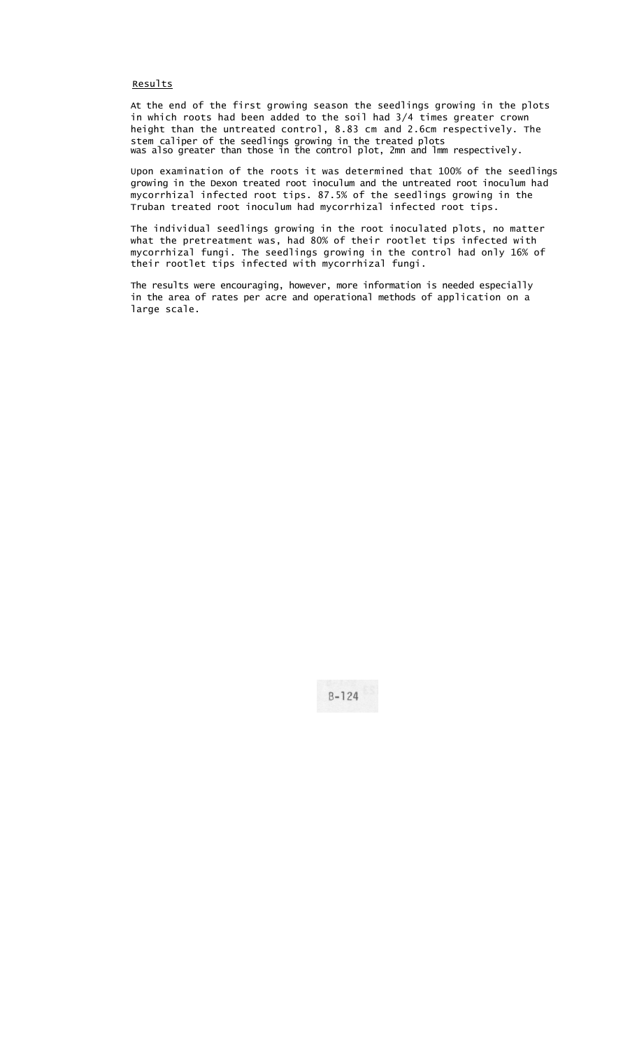Results

At the end of the first growing season the seedlings growing in the plots in which roots had been added to the soil had 3/4 times greater crown height than the untreated control, 8.83 cm and 2.6cm respectively. The stem caliper of the seedlings growing in the treated plots was also greater than those in the control plot, 2mn and 1mm respectively.

Upon examination of the roots it was determined that 100% of the seedlings growing in the Dexon treated root inoculum and the untreated root inoculum had mycorrhizal infected root tips. 87.5% of the seedlings growing in the Truban treated root inoculum had mycorrhizal infected root tips.

The individual seedlings growing in the root inoculated plots, no matter what the pretreatment was, had 80% of their rootlet tips infected with mycorrhizal fungi. The seedlings growing in the control had only 16% of their rootlet tips infected with mycorrhizal fungi.

The results were encouraging, however, more information is needed especially in the area of rates per acre and operational methods of application on a large scale.